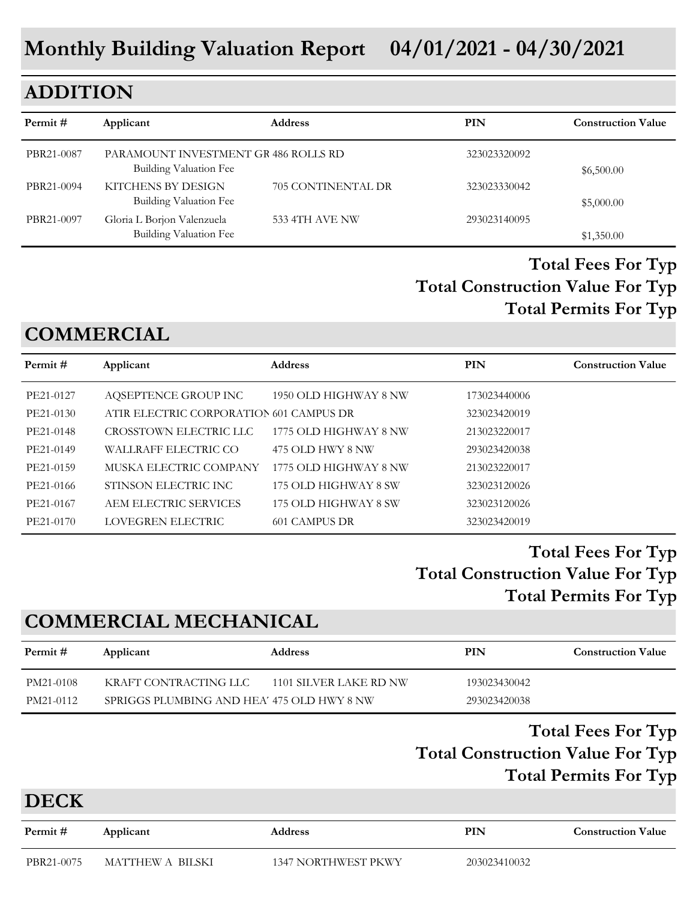# Monthly Building Valuation Report 04/01/2021 - 04/30/2021

## ADDITION

| Permit # | Applicant | Address | PIN | Construction Value |
|---|---|---|---|---|
| PBR21-0087 | PARAMOUNT INVESTMENT GR | 486 ROLLS RD | 323023320092 | |
| | Building Valuation Fee | | | $6,500.00 |
| PBR21-0094 | KITCHENS BY DESIGN | 705 CONTINENTAL DR | 323023330042 | |
| | Building Valuation Fee | | | $5,000.00 |
| PBR21-0097 | Gloria L Borjon Valenzuela | 533 4TH AVE NW | 293023140095 | |
| | Building Valuation Fee | | | $1,350.00 |

**Total Fees For Typ**

**Total Construction Value For Typ**

**Total Permits For Typ**

## COMMERCIAL

| Permit # | Applicant | Address | PIN | Construction Value |
|---|---|---|---|---|
| PE21-0127 | AQSEPTENCE GROUP INC | 1950 OLD HIGHWAY 8 NW | 173023440006 | |
| PE21-0130 | ATIR ELECTRIC CORPORATION | 601 CAMPUS DR | 323023420019 | |
| PE21-0148 | CROSSTOWN ELECTRIC LLC | 1775 OLD HIGHWAY 8 NW | 213023220017 | |
| PE21-0149 | WALLRAFF ELECTRIC CO | 475 OLD HWY 8 NW | 293023420038 | |
| PE21-0159 | MUSKA ELECTRIC COMPANY | 1775 OLD HIGHWAY 8 NW | 213023220017 | |
| PE21-0166 | STINSON ELECTRIC INC | 175 OLD HIGHWAY 8 SW | 323023120026 | |
| PE21-0167 | AEM ELECTRIC SERVICES | 175 OLD HIGHWAY 8 SW | 323023120026 | |
| PE21-0170 | LOVEGREN ELECTRIC | 601 CAMPUS DR | 323023420019 | |

**Total Fees For Typ**

**Total Construction Value For Typ**

**Total Permits For Typ**

## COMMERCIAL MECHANICAL

| Permit # | Applicant | Address | PIN | Construction Value |
|---|---|---|---|---|
| PM21-0108 | KRAFT CONTRACTING LLC | 1101 SILVER LAKE RD NW | 193023430042 | |
| PM21-0112 | SPRIGGS PLUMBING AND HEA | 475 OLD HWY 8 NW | 293023420038 | |

**Total Fees For Typ**

**Total Construction Value For Typ**

**Total Permits For Typ**

## DECK

| Permit # | Applicant | Address | PIN | Construction Value |
|---|---|---|---|---|
| PBR21-0075 | MATTHEW A BILSKI | 1347 NORTHWEST PKWY | 203023410032 | |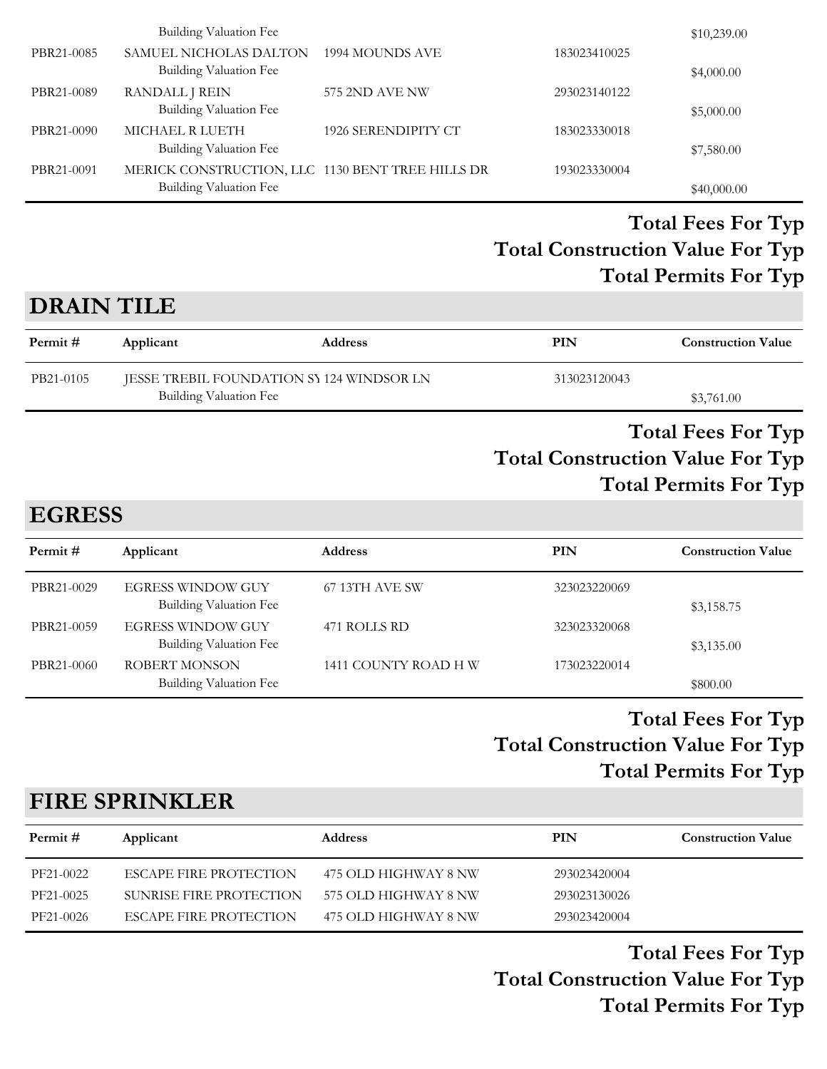| Permit # | Applicant | Address | PIN | Construction Value |
| --- | --- | --- | --- | --- |
| | Building Valuation Fee | | | $10,239.00 |
| PBR21-0085 | SAMUEL NICHOLAS DALTON | 1994 MOUNDS AVE | 183023410025 | |
| | Building Valuation Fee | | | $4,000.00 |
| PBR21-0089 | RANDALL J REIN | 575 2ND AVE NW | 293023140122 | |
| | Building Valuation Fee | | | $5,000.00 |
| PBR21-0090 | MICHAEL R LUETH | 1926 SERENDIPITY CT | 183023330018 | |
| | Building Valuation Fee | | | $7,580.00 |
| PBR21-0091 | MERICK CONSTRUCTION, LLC | 1130 BENT TREE HILLS DR | 193023330004 | |
| | Building Valuation Fee | | | $40,000.00 |

**Total Fees For Typ**

**Total Construction Value For Typ**

**Total Permits For Typ**

## DRAIN TILE

| Permit # | Applicant | Address | PIN | Construction Value |
| --- | --- | --- | --- | --- |
| PB21-0105 | JESSE TREBIL FOUNDATION SY | 124 WINDSOR LN | 313023120043 | |
| | Building Valuation Fee | | | $3,761.00 |

**Total Fees For Typ**

**Total Construction Value For Typ**

**Total Permits For Typ**

## EGRESS

| Permit # | Applicant | Address | PIN | Construction Value |
| --- | --- | --- | --- | --- |
| PBR21-0029 | EGRESS WINDOW GUY | 67 13TH AVE SW | 323023220069 | |
| | Building Valuation Fee | | | $3,158.75 |
| PBR21-0059 | EGRESS WINDOW GUY | 471 ROLLS RD | 323023320068 | |
| | Building Valuation Fee | | | $3,135.00 |
| PBR21-0060 | ROBERT MONSON | 1411 COUNTY ROAD H W | 173023220014 | |
| | Building Valuation Fee | | | $800.00 |

**Total Fees For Typ**

**Total Construction Value For Typ**

**Total Permits For Typ**

## FIRE SPRINKLER

| Permit # | Applicant | Address | PIN | Construction Value |
| --- | --- | --- | --- | --- |
| PF21-0022 | ESCAPE FIRE PROTECTION | 475 OLD HIGHWAY 8 NW | 293023420004 | |
| PF21-0025 | SUNRISE FIRE PROTECTION | 575 OLD HIGHWAY 8 NW | 293023130026 | |
| PF21-0026 | ESCAPE FIRE PROTECTION | 475 OLD HIGHWAY 8 NW | 293023420004 | |

**Total Fees For Typ**

**Total Construction Value For Typ**

**Total Permits For Typ**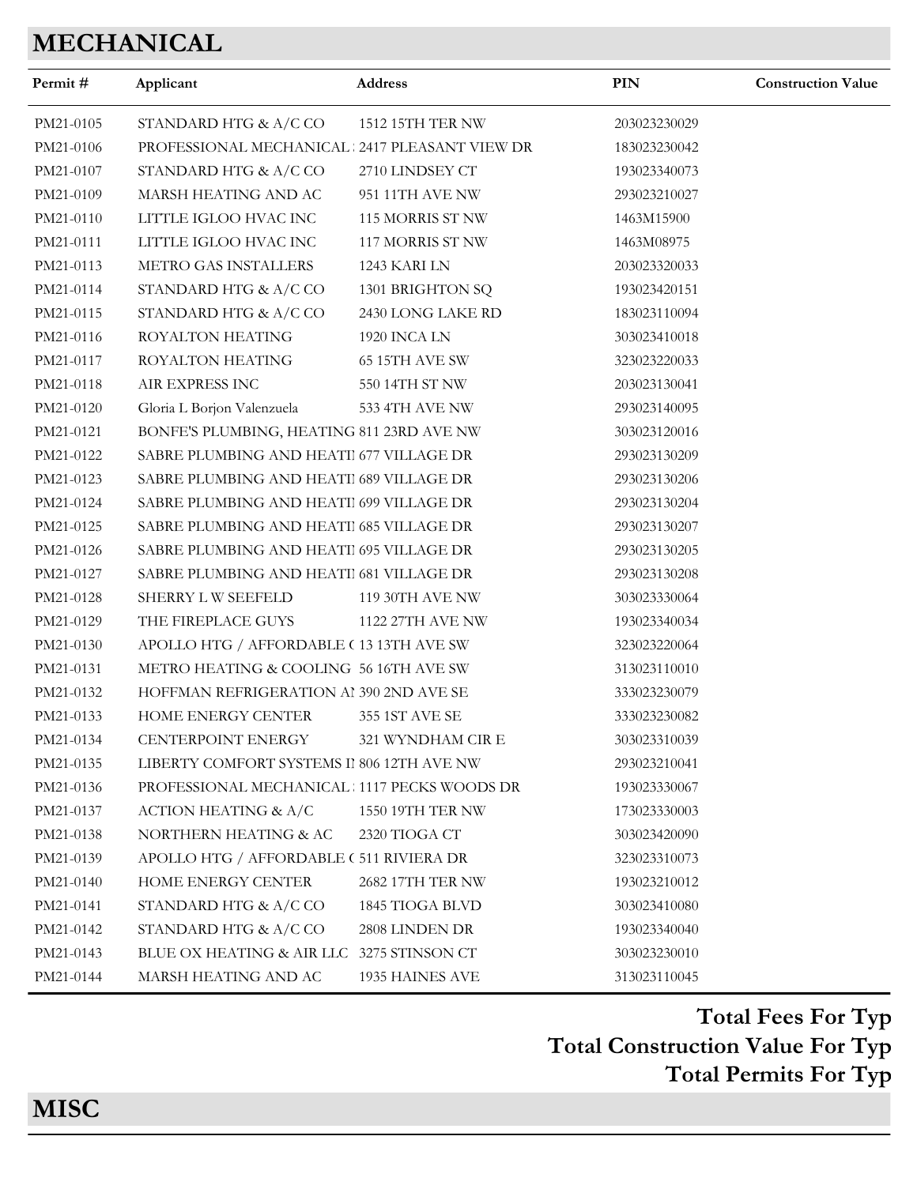## MECHANICAL

| Permit # | Applicant | Address | PIN | Construction Value |
|---|---|---|---|---|
| PM21-0105 | STANDARD HTG & A/C CO | 1512 15TH TER NW | 203023230029 | |
| PM21-0106 | PROFESSIONAL MECHANICAL | 2417 PLEASANT VIEW DR | 183023230042 | |
| PM21-0107 | STANDARD HTG & A/C CO | 2710 LINDSEY CT | 193023340073 | |
| PM21-0109 | MARSH HEATING AND AC | 951 11TH AVE NW | 293023210027 | |
| PM21-0110 | LITTLE IGLOO HVAC INC | 115 MORRIS ST NW | 1463M15900 | |
| PM21-0111 | LITTLE IGLOO HVAC INC | 117 MORRIS ST NW | 1463M08975 | |
| PM21-0113 | METRO GAS INSTALLERS | 1243 KARI LN | 203023320033 | |
| PM21-0114 | STANDARD HTG & A/C CO | 1301 BRIGHTON SQ | 193023420151 | |
| PM21-0115 | STANDARD HTG & A/C CO | 2430 LONG LAKE RD | 183023110094 | |
| PM21-0116 | ROYALTON HEATING | 1920 INCA LN | 303023410018 | |
| PM21-0117 | ROYALTON HEATING | 65 15TH AVE SW | 323023220033 | |
| PM21-0118 | AIR EXPRESS INC | 550 14TH ST NW | 203023130041 | |
| PM21-0120 | Gloria L Borjon Valenzuela | 533 4TH AVE NW | 293023140095 | |
| PM21-0121 | BONFE'S PLUMBING, HEATING | 811 23RD AVE NW | 303023120016 | |
| PM21-0122 | SABRE PLUMBING AND HEATI | 677 VILLAGE DR | 293023130209 | |
| PM21-0123 | SABRE PLUMBING AND HEATI | 689 VILLAGE DR | 293023130206 | |
| PM21-0124 | SABRE PLUMBING AND HEATI | 699 VILLAGE DR | 293023130204 | |
| PM21-0125 | SABRE PLUMBING AND HEATI | 685 VILLAGE DR | 293023130207 | |
| PM21-0126 | SABRE PLUMBING AND HEATI | 695 VILLAGE DR | 293023130205 | |
| PM21-0127 | SABRE PLUMBING AND HEATI | 681 VILLAGE DR | 293023130208 | |
| PM21-0128 | SHERRY L W SEEFELD | 119 30TH AVE NW | 303023330064 | |
| PM21-0129 | THE FIREPLACE GUYS | 1122 27TH AVE NW | 193023340034 | |
| PM21-0130 | APOLLO HTG / AFFORDABLE ( | 13 13TH AVE SW | 323023220064 | |
| PM21-0131 | METRO HEATING & COOLING | 56 16TH AVE SW | 313023110010 | |
| PM21-0132 | HOFFMAN REFRIGERATION AI | 390 2ND AVE SE | 333023230079 | |
| PM21-0133 | HOME ENERGY CENTER | 355 1ST AVE SE | 333023230082 | |
| PM21-0134 | CENTERPOINT ENERGY | 321 WYNDHAM CIR E | 303023310039 | |
| PM21-0135 | LIBERTY COMFORT SYSTEMS I | 806 12TH AVE NW | 293023210041 | |
| PM21-0136 | PROFESSIONAL MECHANICAL | 1117 PECKS WOODS DR | 193023330067 | |
| PM21-0137 | ACTION HEATING & A/C | 1550 19TH TER NW | 173023330003 | |
| PM21-0138 | NORTHERN HEATING & AC | 2320 TIOGA CT | 303023420090 | |
| PM21-0139 | APOLLO HTG / AFFORDABLE ( | 511 RIVIERA DR | 323023310073 | |
| PM21-0140 | HOME ENERGY CENTER | 2682 17TH TER NW | 193023210012 | |
| PM21-0141 | STANDARD HTG & A/C CO | 1845 TIOGA BLVD | 303023410080 | |
| PM21-0142 | STANDARD HTG & A/C CO | 2808 LINDEN DR | 193023340040 | |
| PM21-0143 | BLUE OX HEATING & AIR LLC | 3275 STINSON CT | 303023230010 | |
| PM21-0144 | MARSH HEATING AND AC | 1935 HAINES AVE | 313023110045 | |

**Total Fees For Typ**

**Total Construction Value For Typ**

**Total Permits For Typ**

## MISC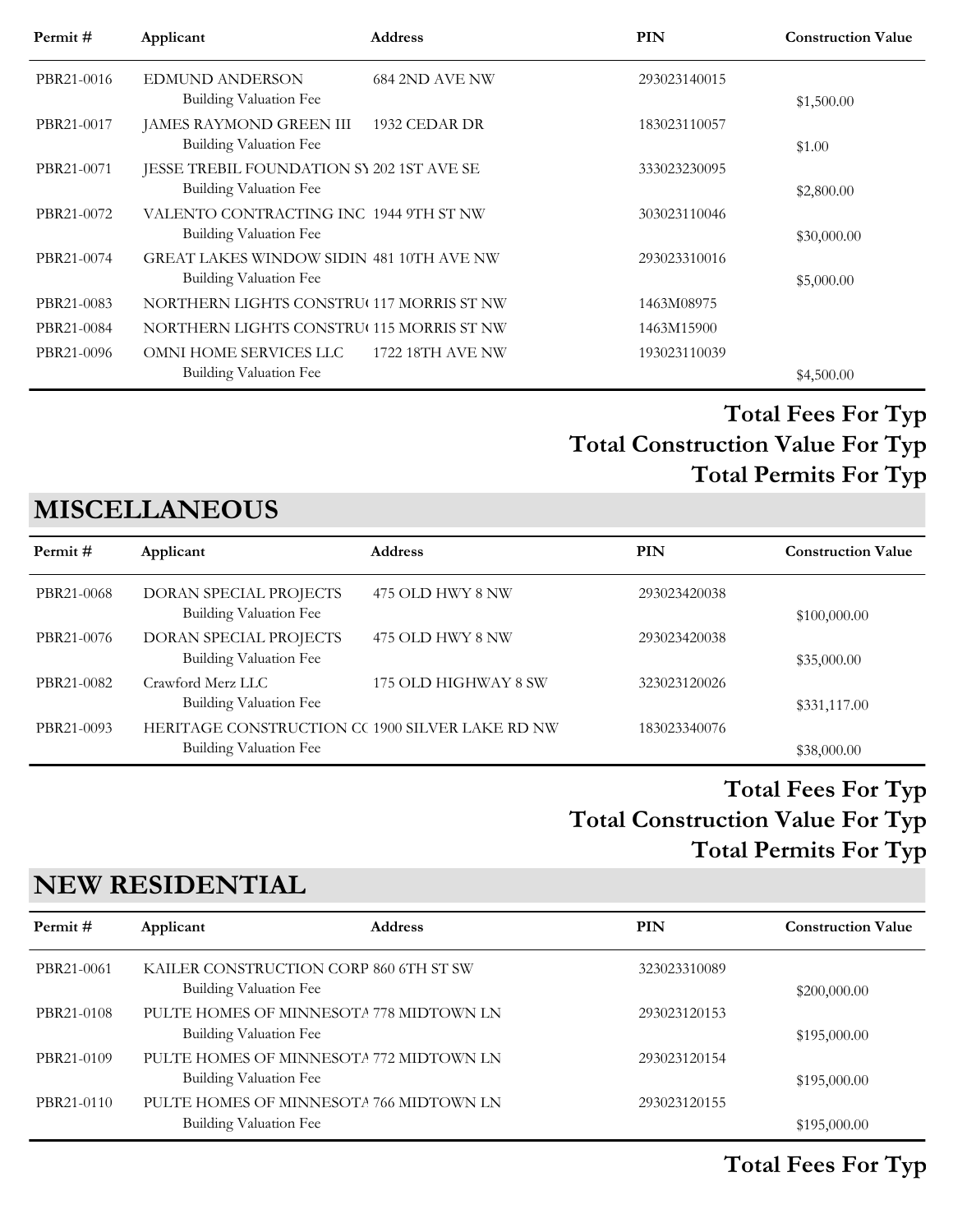| Permit # | Applicant | Address | PIN | Construction Value |
|---|---|---|---|---|
| PBR21-0016 | EDMUND ANDERSON<br>Building Valuation Fee | 684 2ND AVE NW | 293023140015 | $1,500.00 |
| PBR21-0017 | JAMES RAYMOND GREEN III<br>Building Valuation Fee | 1932 CEDAR DR | 183023110057 | $1.00 |
| PBR21-0071 | JESSE TREBIL FOUNDATION SY<br>Building Valuation Fee | 202 1ST AVE SE | 333023230095 | $2,800.00 |
| PBR21-0072 | VALENTO CONTRACTING INC<br>Building Valuation Fee | 1944 9TH ST NW | 303023110046 | $30,000.00 |
| PBR21-0074 | GREAT LAKES WINDOW SIDIN<br>Building Valuation Fee | 481 10TH AVE NW | 293023310016 | $5,000.00 |
| PBR21-0083 | NORTHERN LIGHTS CONSTRU( | 117 MORRIS ST NW | 1463M08975 | |
| PBR21-0084 | NORTHERN LIGHTS CONSTRU( | 115 MORRIS ST NW | 1463M15900 | |
| PBR21-0096 | OMNI HOME SERVICES LLC<br>Building Valuation Fee | 1722 18TH AVE NW | 193023110039 | $4,500.00 |

**Total Fees For Typ**

**Total Construction Value For Typ**

**Total Permits For Typ**

## MISCELLANEOUS

| Permit # | Applicant | Address | PIN | Construction Value |
|---|---|---|---|---|
| PBR21-0068 | DORAN SPECIAL PROJECTS<br>Building Valuation Fee | 475 OLD HWY 8 NW | 293023420038 | $100,000.00 |
| PBR21-0076 | DORAN SPECIAL PROJECTS<br>Building Valuation Fee | 475 OLD HWY 8 NW | 293023420038 | $35,000.00 |
| PBR21-0082 | Crawford Merz LLC<br>Building Valuation Fee | 175 OLD HIGHWAY 8 SW | 323023120026 | $331,117.00 |
| PBR21-0093 | HERITAGE CONSTRUCTION C(<br>Building Valuation Fee | 1900 SILVER LAKE RD NW | 183023340076 | $38,000.00 |

**Total Fees For Typ**

**Total Construction Value For Typ**

**Total Permits For Typ**

## NEW RESIDENTIAL

| Permit # | Applicant | Address | PIN | Construction Value |
|---|---|---|---|---|
| PBR21-0061 | KAILER CONSTRUCTION CORP<br>Building Valuation Fee | 860 6TH ST SW | 323023310089 | $200,000.00 |
| PBR21-0108 | PULTE HOMES OF MINNESOTA<br>Building Valuation Fee | 778 MIDTOWN LN | 293023120153 | $195,000.00 |
| PBR21-0109 | PULTE HOMES OF MINNESOTA<br>Building Valuation Fee | 772 MIDTOWN LN | 293023120154 | $195,000.00 |
| PBR21-0110 | PULTE HOMES OF MINNESOTA<br>Building Valuation Fee | 766 MIDTOWN LN | 293023120155 | $195,000.00 |

**Total Fees For Typ**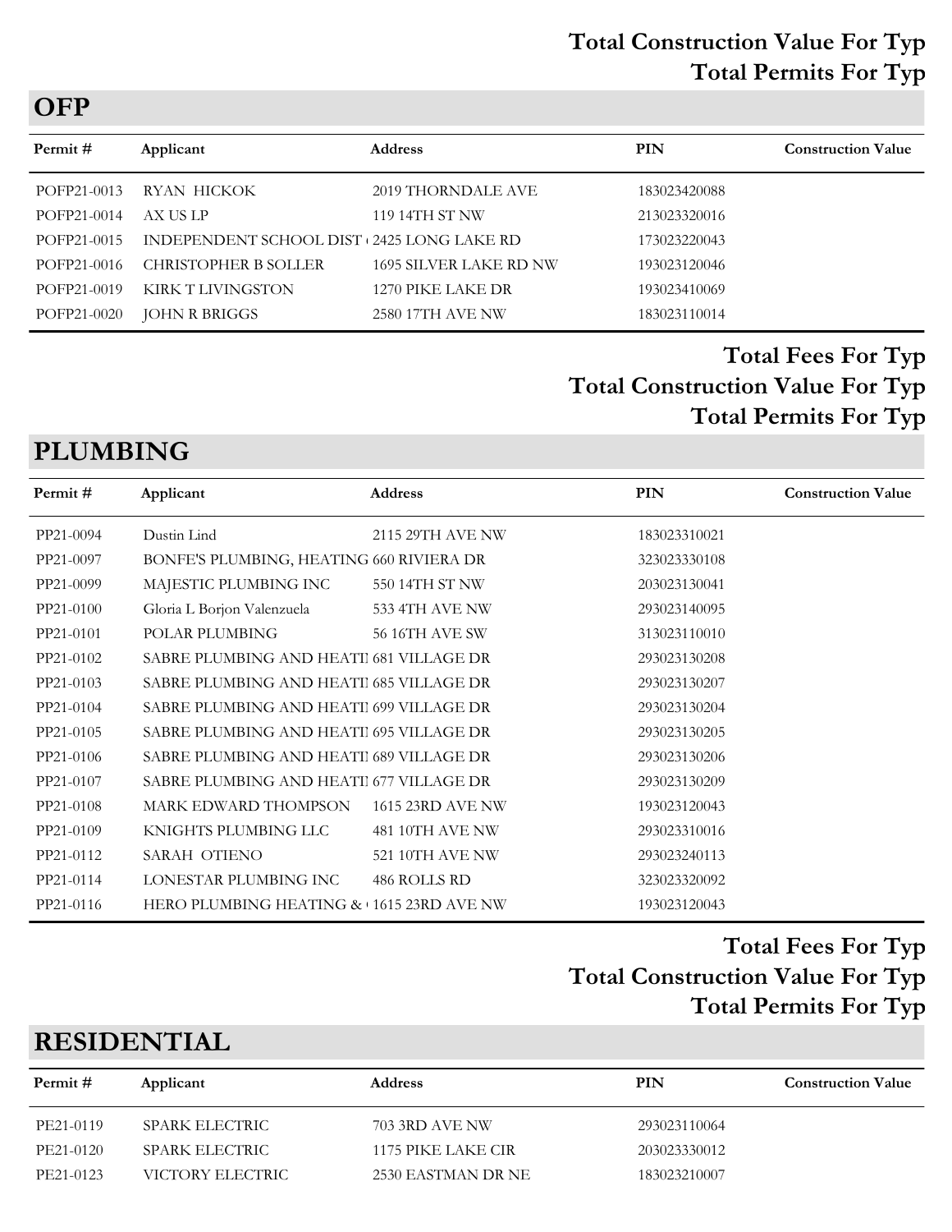**Total Construction Value For Typ**

**Total Permits For Typ**

## OFP

| Permit # | Applicant | Address | PIN | Construction Value |
|---|---|---|---|---|
| POFP21-0013 | RYAN HICKOK | 2019 THORNDALE AVE | 183023420088 | |
| POFP21-0014 | AX US LP | 119 14TH ST NW | 213023320016 | |
| POFP21-0015 | INDEPENDENT SCHOOL DIST | 2425 LONG LAKE RD | 173023220043 | |
| POFP21-0016 | CHRISTOPHER B SOLLER | 1695 SILVER LAKE RD NW | 193023120046 | |
| POFP21-0019 | KIRK T LIVINGSTON | 1270 PIKE LAKE DR | 193023410069 | |
| POFP21-0020 | JOHN R BRIGGS | 2580 17TH AVE NW | 183023110014 | |

**Total Fees For Typ**

**Total Construction Value For Typ**

**Total Permits For Typ**

## PLUMBING

| Permit # | Applicant | Address | PIN | Construction Value |
|---|---|---|---|---|
| PP21-0094 | Dustin Lind | 2115 29TH AVE NW | 183023310021 | |
| PP21-0097 | BONFE'S PLUMBING, HEATING | 660 RIVIERA DR | 323023330108 | |
| PP21-0099 | MAJESTIC PLUMBING INC | 550 14TH ST NW | 203023130041 | |
| PP21-0100 | Gloria L Borjon Valenzuela | 533 4TH AVE NW | 293023140095 | |
| PP21-0101 | POLAR PLUMBING | 56 16TH AVE SW | 313023110010 | |
| PP21-0102 | SABRE PLUMBING AND HEATI | 681 VILLAGE DR | 293023130208 | |
| PP21-0103 | SABRE PLUMBING AND HEATI | 685 VILLAGE DR | 293023130207 | |
| PP21-0104 | SABRE PLUMBING AND HEATI | 699 VILLAGE DR | 293023130204 | |
| PP21-0105 | SABRE PLUMBING AND HEATI | 695 VILLAGE DR | 293023130205 | |
| PP21-0106 | SABRE PLUMBING AND HEATI | 689 VILLAGE DR | 293023130206 | |
| PP21-0107 | SABRE PLUMBING AND HEATI | 677 VILLAGE DR | 293023130209 | |
| PP21-0108 | MARK EDWARD THOMPSON | 1615 23RD AVE NW | 193023120043 | |
| PP21-0109 | KNIGHTS PLUMBING LLC | 481 10TH AVE NW | 293023310016 | |
| PP21-0112 | SARAH OTIENO | 521 10TH AVE NW | 293023240113 | |
| PP21-0114 | LONESTAR PLUMBING INC | 486 ROLLS RD | 323023320092 | |
| PP21-0116 | HERO PLUMBING HEATING & | 1615 23RD AVE NW | 193023120043 | |

**Total Fees For Typ**

**Total Construction Value For Typ**

**Total Permits For Typ**

## RESIDENTIAL

| Permit # | Applicant | Address | PIN | Construction Value |
|---|---|---|---|---|
| PE21-0119 | SPARK ELECTRIC | 703 3RD AVE NW | 293023110064 | |
| PE21-0120 | SPARK ELECTRIC | 1175 PIKE LAKE CIR | 203023330012 | |
| PE21-0123 | VICTORY ELECTRIC | 2530 EASTMAN DR NE | 183023210007 | |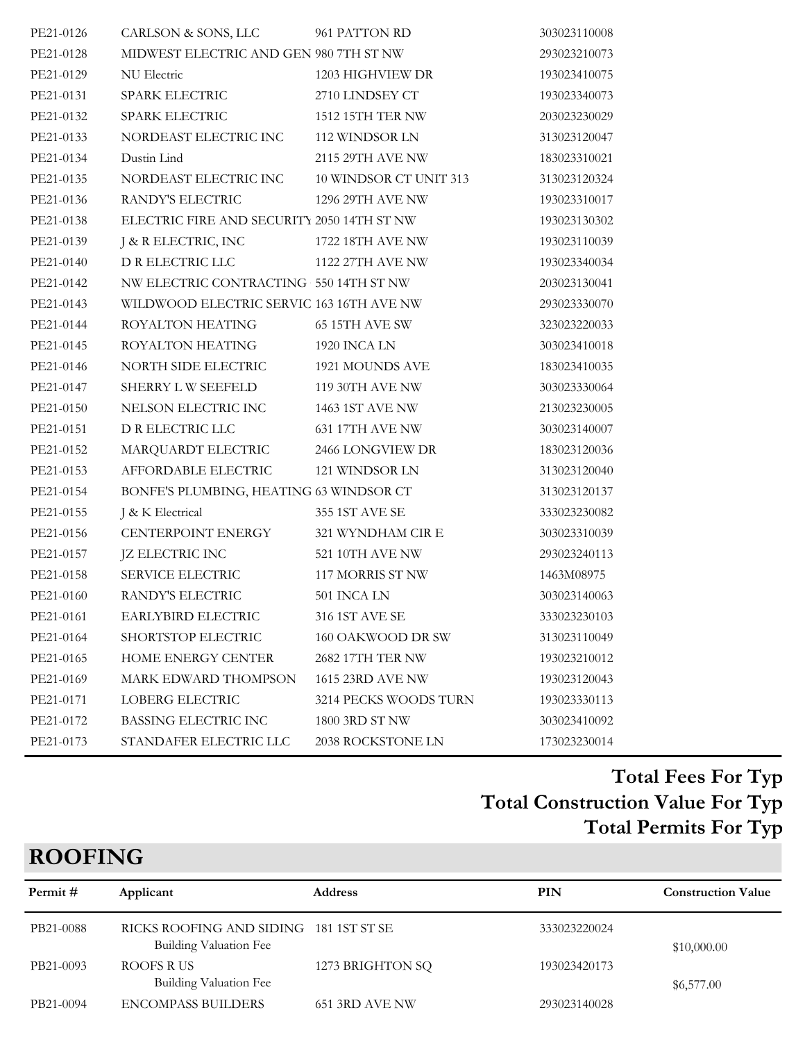| | | | |
|---|---|---|---|
| PE21-0126 | CARLSON & SONS, LLC | 961 PATTON RD | 303023110008 |
| PE21-0128 | MIDWEST ELECTRIC AND GEN | 980 7TH ST NW | 293023210073 |
| PE21-0129 | NU Electric | 1203 HIGHVIEW DR | 193023410075 |
| PE21-0131 | SPARK ELECTRIC | 2710 LINDSEY CT | 193023340073 |
| PE21-0132 | SPARK ELECTRIC | 1512 15TH TER NW | 203023230029 |
| PE21-0133 | NORDEAST ELECTRIC INC | 112 WINDSOR LN | 313023120047 |
| PE21-0134 | Dustin Lind | 2115 29TH AVE NW | 183023310021 |
| PE21-0135 | NORDEAST ELECTRIC INC | 10 WINDSOR CT UNIT 313 | 313023120324 |
| PE21-0136 | RANDY'S ELECTRIC | 1296 29TH AVE NW | 193023310017 |
| PE21-0138 | ELECTRIC FIRE AND SECURITY | 2050 14TH ST NW | 193023130302 |
| PE21-0139 | J & R ELECTRIC, INC | 1722 18TH AVE NW | 193023110039 |
| PE21-0140 | D R ELECTRIC LLC | 1122 27TH AVE NW | 193023340034 |
| PE21-0142 | NW ELECTRIC CONTRACTING | 550 14TH ST NW | 203023130041 |
| PE21-0143 | WILDWOOD ELECTRIC SERVIC | 163 16TH AVE NW | 293023330070 |
| PE21-0144 | ROYALTON HEATING | 65 15TH AVE SW | 323023220033 |
| PE21-0145 | ROYALTON HEATING | 1920 INCA LN | 303023410018 |
| PE21-0146 | NORTH SIDE ELECTRIC | 1921 MOUNDS AVE | 183023410035 |
| PE21-0147 | SHERRY L W SEEFELD | 119 30TH AVE NW | 303023330064 |
| PE21-0150 | NELSON ELECTRIC INC | 1463 1ST AVE NW | 213023230005 |
| PE21-0151 | D R ELECTRIC LLC | 631 17TH AVE NW | 303023140007 |
| PE21-0152 | MARQUARDT ELECTRIC | 2466 LONGVIEW DR | 183023120036 |
| PE21-0153 | AFFORDABLE ELECTRIC | 121 WINDSOR LN | 313023120040 |
| PE21-0154 | BONFE'S PLUMBING, HEATING | 63 WINDSOR CT | 313023120137 |
| PE21-0155 | J & K Electrical | 355 1ST AVE SE | 333023230082 |
| PE21-0156 | CENTERPOINT ENERGY | 321 WYNDHAM CIR E | 303023310039 |
| PE21-0157 | JZ ELECTRIC INC | 521 10TH AVE NW | 293023240113 |
| PE21-0158 | SERVICE ELECTRIC | 117 MORRIS ST NW | 1463M08975 |
| PE21-0160 | RANDY'S ELECTRIC | 501 INCA LN | 303023140063 |
| PE21-0161 | EARLYBIRD ELECTRIC | 316 1ST AVE SE | 333023230103 |
| PE21-0164 | SHORTSTOP ELECTRIC | 160 OAKWOOD DR SW | 313023110049 |
| PE21-0165 | HOME ENERGY CENTER | 2682 17TH TER NW | 193023210012 |
| PE21-0169 | MARK EDWARD THOMPSON | 1615 23RD AVE NW | 193023120043 |
| PE21-0171 | LOBERG ELECTRIC | 3214 PECKS WOODS TURN | 193023330113 |
| PE21-0172 | BASSING ELECTRIC INC | 1800 3RD ST NW | 303023410092 |
| PE21-0173 | STANDAFER ELECTRIC LLC | 2038 ROCKSTONE LN | 173023230014 |

**Total Fees For Typ**

**Total Construction Value For Typ**

**Total Permits For Typ**

## ROOFING

| Permit # | Applicant | Address | PIN | Construction Value |
|---|---|---|---|---|
| PB21-0088 | RICKS ROOFING AND SIDING<br>Building Valuation Fee | 181 1ST ST SE | 333023220024 | $10,000.00 |
| PB21-0093 | ROOFS R US<br>Building Valuation Fee | 1273 BRIGHTON SQ | 193023420173 | $6,577.00 |
| PB21-0094 | ENCOMPASS BUILDERS | 651 3RD AVE NW | 293023140028 | |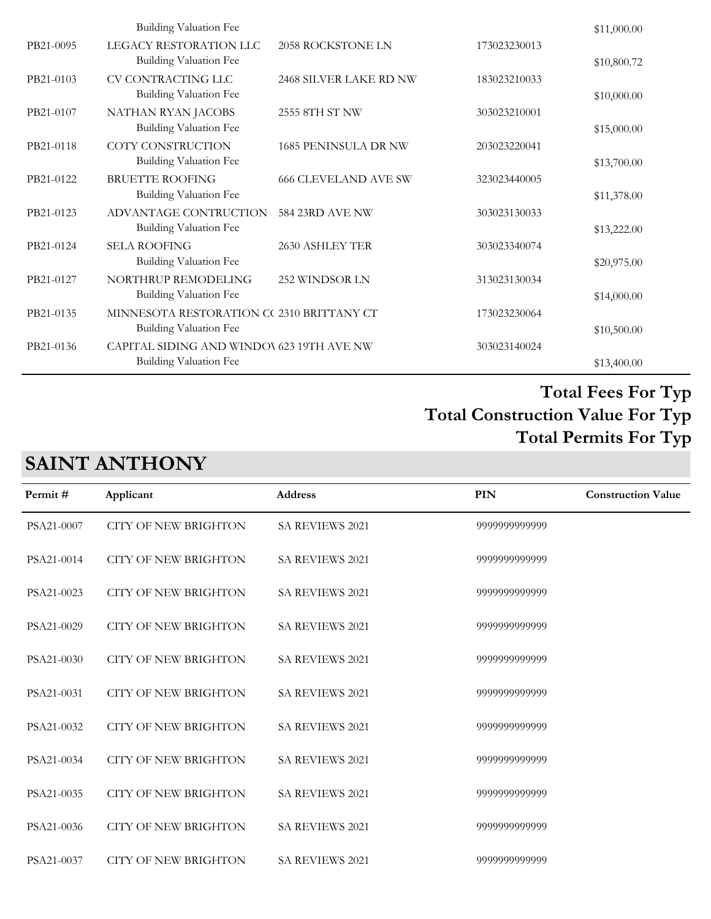| Permit # | Applicant | Address | PIN | Construction Value |
|---|---|---|---|---|
| | Building Valuation Fee | | | $11,000.00 |
| PB21-0095 | LEGACY RESTORATION LLC | 2058 ROCKSTONE LN | 173023230013 | |
| | Building Valuation Fee | | | $10,800.72 |
| PB21-0103 | CV CONTRACTING LLC | 2468 SILVER LAKE RD NW | 183023210033 | |
| | Building Valuation Fee | | | $10,000.00 |
| PB21-0107 | NATHAN RYAN JACOBS | 2555 8TH ST NW | 303023210001 | |
| | Building Valuation Fee | | | $15,000.00 |
| PB21-0118 | COTY CONSTRUCTION | 1685 PENINSULA DR NW | 203023220041 | |
| | Building Valuation Fee | | | $13,700.00 |
| PB21-0122 | BRUETTE ROOFING | 666 CLEVELAND AVE SW | 323023440005 | |
| | Building Valuation Fee | | | $11,378.00 |
| PB21-0123 | ADVANTAGE CONTRUCTION | 584 23RD AVE NW | 303023130033 | |
| | Building Valuation Fee | | | $13,222.00 |
| PB21-0124 | SELA ROOFING | 2630 ASHLEY TER | 303023340074 | |
| | Building Valuation Fee | | | $20,975.00 |
| PB21-0127 | NORTHRUP REMODELING | 252 WINDSOR LN | 313023130034 | |
| | Building Valuation Fee | | | $14,000.00 |
| PB21-0135 | MINNESOTA RESTORATION CC | 2310 BRITTANY CT | 173023230064 | |
| | Building Valuation Fee | | | $10,500.00 |
| PB21-0136 | CAPITAL SIDING AND WINDOV | 623 19TH AVE NW | 303023140024 | |
| | Building Valuation Fee | | | $13,400.00 |

**Total Fees For Typ**

**Total Construction Value For Typ**

**Total Permits For Typ**

## SAINT ANTHONY

| Permit # | Applicant | Address | PIN | Construction Value |
|---|---|---|---|---|
| PSA21-0007 | CITY OF NEW BRIGHTON | SA REVIEWS 2021 | 9999999999999 | |
| PSA21-0014 | CITY OF NEW BRIGHTON | SA REVIEWS 2021 | 9999999999999 | |
| PSA21-0023 | CITY OF NEW BRIGHTON | SA REVIEWS 2021 | 9999999999999 | |
| PSA21-0029 | CITY OF NEW BRIGHTON | SA REVIEWS 2021 | 9999999999999 | |
| PSA21-0030 | CITY OF NEW BRIGHTON | SA REVIEWS 2021 | 9999999999999 | |
| PSA21-0031 | CITY OF NEW BRIGHTON | SA REVIEWS 2021 | 9999999999999 | |
| PSA21-0032 | CITY OF NEW BRIGHTON | SA REVIEWS 2021 | 9999999999999 | |
| PSA21-0034 | CITY OF NEW BRIGHTON | SA REVIEWS 2021 | 9999999999999 | |
| PSA21-0035 | CITY OF NEW BRIGHTON | SA REVIEWS 2021 | 9999999999999 | |
| PSA21-0036 | CITY OF NEW BRIGHTON | SA REVIEWS 2021 | 9999999999999 | |
| PSA21-0037 | CITY OF NEW BRIGHTON | SA REVIEWS 2021 | 9999999999999 | |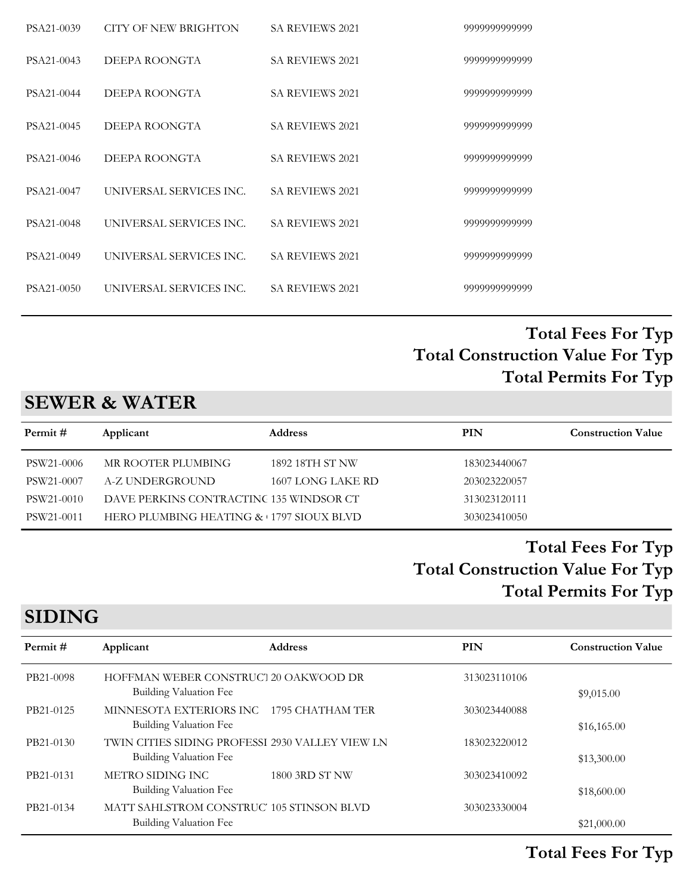| | | | | |
|---|---|---|---|---|
| PSA21-0039 | CITY OF NEW BRIGHTON | SA REVIEWS 2021 | 9999999999999 | |
| PSA21-0043 | DEEPA ROONGTA | SA REVIEWS 2021 | 9999999999999 | |
| PSA21-0044 | DEEPA ROONGTA | SA REVIEWS 2021 | 9999999999999 | |
| PSA21-0045 | DEEPA ROONGTA | SA REVIEWS 2021 | 9999999999999 | |
| PSA21-0046 | DEEPA ROONGTA | SA REVIEWS 2021 | 9999999999999 | |
| PSA21-0047 | UNIVERSAL SERVICES INC. | SA REVIEWS 2021 | 9999999999999 | |
| PSA21-0048 | UNIVERSAL SERVICES INC. | SA REVIEWS 2021 | 9999999999999 | |
| PSA21-0049 | UNIVERSAL SERVICES INC. | SA REVIEWS 2021 | 9999999999999 | |
| PSA21-0050 | UNIVERSAL SERVICES INC. | SA REVIEWS 2021 | 9999999999999 | |

**Total Fees For Typ**
**Total Construction Value For Typ**
**Total Permits For Typ**

## SEWER & WATER

| Permit # | Applicant | Address | PIN | Construction Value |
|---|---|---|---|---|
| PSW21-0006 | MR ROOTER PLUMBING | 1892 18TH ST NW | 183023440067 | |
| PSW21-0007 | A-Z UNDERGROUND | 1607 LONG LAKE RD | 203023220057 | |
| PSW21-0010 | DAVE PERKINS CONTRACTINC | 135 WINDSOR CT | 313023120111 | |
| PSW21-0011 | HERO PLUMBING HEATING & | 1797 SIOUX BLVD | 303023410050 | |

**Total Fees For Typ**
**Total Construction Value For Typ**
**Total Permits For Typ**

## SIDING

| Permit # | Applicant | Address | PIN | Construction Value |
|---|---|---|---|---|
| PB21-0098 | HOFFMAN WEBER CONSTRUCT<br>Building Valuation Fee | 20 OAKWOOD DR | 313023110106 | $9,015.00 |
| PB21-0125 | MINNESOTA EXTERIORS INC<br>Building Valuation Fee | 1795 CHATHAM TER | 303023440088 | $16,165.00 |
| PB21-0130 | TWIN CITIES SIDING PROFESSI<br>Building Valuation Fee | 2930 VALLEY VIEW LN | 183023220012 | $13,300.00 |
| PB21-0131 | METRO SIDING INC<br>Building Valuation Fee | 1800 3RD ST NW | 303023410092 | $18,600.00 |
| PB21-0134 | MATT SAHLSTROM CONSTRUC<br>Building Valuation Fee | 105 STINSON BLVD | 303023330004 | $21,000.00 |

**Total Fees For Typ**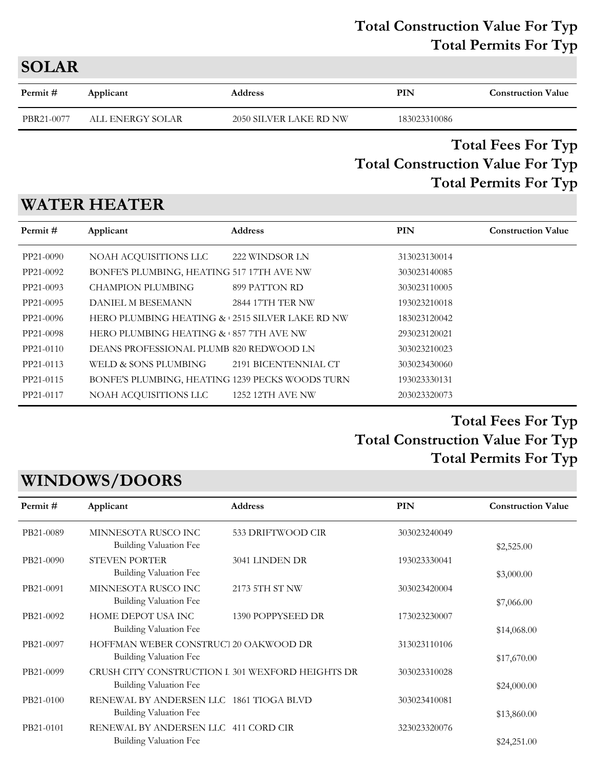**Total Construction Value For Typ**

**Total Permits For Typ**

## SOLAR

| Permit # | Applicant | Address | PIN | Construction Value |
|---|---|---|---|---|
| PBR21-0077 | ALL ENERGY SOLAR | 2050 SILVER LAKE RD NW | 183023310086 | |

**Total Fees For Typ**

**Total Construction Value For Typ**

**Total Permits For Typ**

## WATER HEATER

| Permit # | Applicant | Address | PIN | Construction Value |
|---|---|---|---|---|
| PP21-0090 | NOAH ACQUISITIONS LLC | 222 WINDSOR LN | 313023130014 | |
| PP21-0092 | BONFE'S PLUMBING, HEATING | 517 17TH AVE NW | 303023140085 | |
| PP21-0093 | CHAMPION PLUMBING | 899 PATTON RD | 303023110005 | |
| PP21-0095 | DANIEL M BESEMANN | 2844 17TH TER NW | 193023210018 | |
| PP21-0096 | HERO PLUMBING HEATING & | 2515 SILVER LAKE RD NW | 183023120042 | |
| PP21-0098 | HERO PLUMBING HEATING & | 857 7TH AVE NW | 293023120021 | |
| PP21-0110 | DEANS PROFESSIONAL PLUMB | 820 REDWOOD LN | 303023210023 | |
| PP21-0113 | WELD & SONS PLUMBING | 2191 BICENTENNIAL CT | 303023430060 | |
| PP21-0115 | BONFE'S PLUMBING, HEATING | 1239 PECKS WOODS TURN | 193023330131 | |
| PP21-0117 | NOAH ACQUISITIONS LLC | 1252 12TH AVE NW | 203023320073 | |

**Total Fees For Typ**

**Total Construction Value For Typ**

**Total Permits For Typ**

## WINDOWS/DOORS

| Permit # | Applicant | Address | PIN | Construction Value |
|---|---|---|---|---|
| PB21-0089 | MINNESOTA RUSCO INC | 533 DRIFTWOOD CIR | 303023240049 | |
| | Building Valuation Fee | | | $2,525.00 |
| PB21-0090 | STEVEN PORTER | 3041 LINDEN DR | 193023330041 | |
| | Building Valuation Fee | | | $3,000.00 |
| PB21-0091 | MINNESOTA RUSCO INC | 2173 5TH ST NW | 303023420004 | |
| | Building Valuation Fee | | | $7,066.00 |
| PB21-0092 | HOME DEPOT USA INC | 1390 POPPYSEED DR | 173023230007 | |
| | Building Valuation Fee | | | $14,068.00 |
| PB21-0097 | HOFFMAN WEBER CONSTRUCT | 20 OAKWOOD DR | 313023110106 | |
| | Building Valuation Fee | | | $17,670.00 |
| PB21-0099 | CRUSH CITY CONSTRUCTION L | 301 WEXFORD HEIGHTS DR | 303023310028 | |
| | Building Valuation Fee | | | $24,000.00 |
| PB21-0100 | RENEWAL BY ANDERSEN LLC | 1861 TIOGA BLVD | 303023410081 | |
| | Building Valuation Fee | | | $13,860.00 |
| PB21-0101 | RENEWAL BY ANDERSEN LLC | 411 CORD CIR | 323023320076 | |
| | Building Valuation Fee | | | $24,251.00 |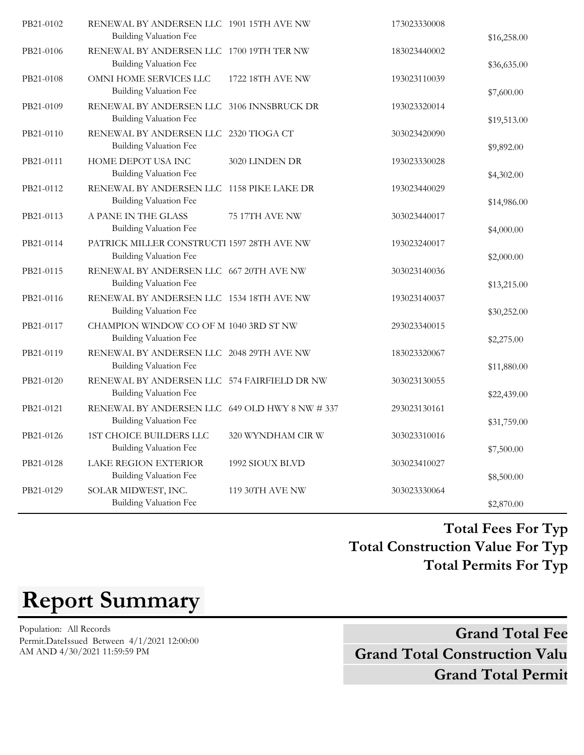| | | | | |
|---|---|---|---|---|
| PB21-0102 | RENEWAL BY ANDERSEN LLC | 1901 15TH AVE NW | 173023330008 | |
| | Building Valuation Fee | | | $16,258.00 |
| PB21-0106 | RENEWAL BY ANDERSEN LLC | 1700 19TH TER NW | 183023440002 | |
| | Building Valuation Fee | | | $36,635.00 |
| PB21-0108 | OMNI HOME SERVICES LLC | 1722 18TH AVE NW | 193023110039 | |
| | Building Valuation Fee | | | $7,600.00 |
| PB21-0109 | RENEWAL BY ANDERSEN LLC | 3106 INNSBRUCK DR | 193023320014 | |
| | Building Valuation Fee | | | $19,513.00 |
| PB21-0110 | RENEWAL BY ANDERSEN LLC | 2320 TIOGA CT | 303023420090 | |
| | Building Valuation Fee | | | $9,892.00 |
| PB21-0111 | HOME DEPOT USA INC | 3020 LINDEN DR | 193023330028 | |
| | Building Valuation Fee | | | $4,302.00 |
| PB21-0112 | RENEWAL BY ANDERSEN LLC | 1158 PIKE LAKE DR | 193023440029 | |
| | Building Valuation Fee | | | $14,986.00 |
| PB21-0113 | A PANE IN THE GLASS | 75 17TH AVE NW | 303023440017 | |
| | Building Valuation Fee | | | $4,000.00 |
| PB21-0114 | PATRICK MILLER CONSTRUCTI | 1597 28TH AVE NW | 193023240017 | |
| | Building Valuation Fee | | | $2,000.00 |
| PB21-0115 | RENEWAL BY ANDERSEN LLC | 667 20TH AVE NW | 303023140036 | |
| | Building Valuation Fee | | | $13,215.00 |
| PB21-0116 | RENEWAL BY ANDERSEN LLC | 1534 18TH AVE NW | 193023140037 | |
| | Building Valuation Fee | | | $30,252.00 |
| PB21-0117 | CHAMPION WINDOW CO OF M | 1040 3RD ST NW | 293023340015 | |
| | Building Valuation Fee | | | $2,275.00 |
| PB21-0119 | RENEWAL BY ANDERSEN LLC | 2048 29TH AVE NW | 183023320067 | |
| | Building Valuation Fee | | | $11,880.00 |
| PB21-0120 | RENEWAL BY ANDERSEN LLC | 574 FAIRFIELD DR NW | 303023130055 | |
| | Building Valuation Fee | | | $22,439.00 |
| PB21-0121 | RENEWAL BY ANDERSEN LLC | 649 OLD HWY 8 NW # 337 | 293023130161 | |
| | Building Valuation Fee | | | $31,759.00 |
| PB21-0126 | 1ST CHOICE BUILDERS LLC | 320 WYNDHAM CIR W | 303023310016 | |
| | Building Valuation Fee | | | $7,500.00 |
| PB21-0128 | LAKE REGION EXTERIOR | 1992 SIOUX BLVD | 303023410027 | |
| | Building Valuation Fee | | | $8,500.00 |
| PB21-0129 | SOLAR MIDWEST, INC. | 119 30TH AVE NW | 303023330064 | |
| | Building Valuation Fee | | | $2,870.00 |

**Total Fees For Typ**

**Total Construction Value For Typ**

**Total Permits For Typ**

# Report Summary

Population: All Records
Permit.DateIssued Between 4/1/2021 12:00:00 AM AND 4/30/2021 11:59:59 PM

**Grand Total Fee**

**Grand Total Construction Valu**

**Grand Total Permit**